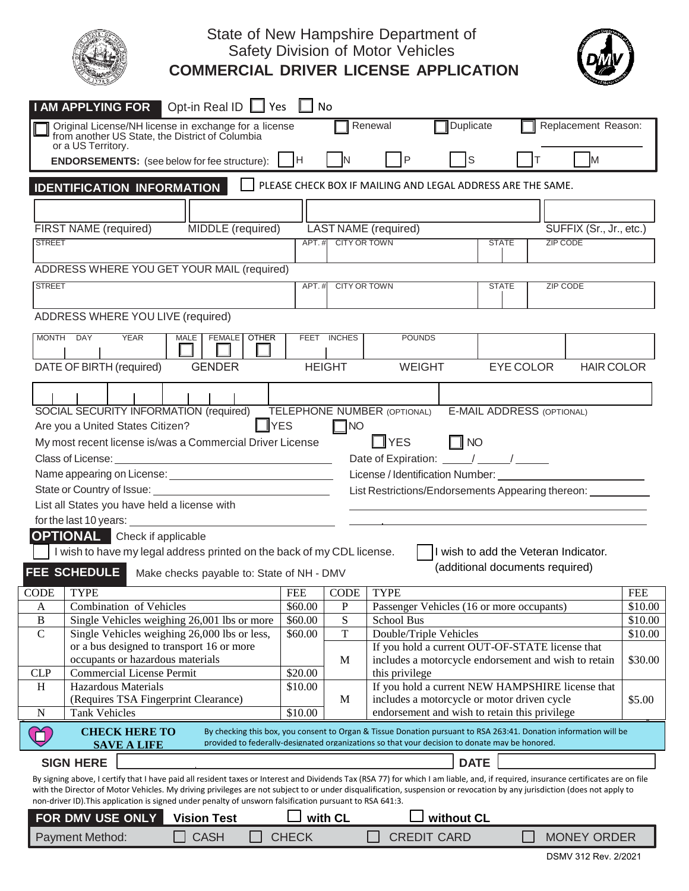# State of New Hampshire Department of Safety Division of Motor Vehicles

## COMMERCIAL DRIVER LICENSE APPLICATION

**I AM APPLYING FOR** Opt-in Real ID ☐ Yes ☐ No

☐ Original License/NH license in exchange for a license from another US State, the District of Columbia or a US Territory. ☐ Renewal ☐ Duplicate ☐ Replacement Reason: ______

**ENDORSEMENTS:** (see below for fee structure): ☐ H ☐ N ☐ P ☐ S ☐ T ☐ M

**IDENTIFICATION INFORMATION** ☐ PLEASE CHECK BOX IF MAILING AND LEGAL ADDRESS ARE THE SAME.

FIRST NAME (required) | MIDDLE (required) | LAST NAME (required) | SUFFIX (Sr., Jr., etc.)

STREET | APT. # | CITY OR TOWN | STATE | ZIP CODE

ADDRESS WHERE YOU GET YOUR MAIL (required)

STREET | APT. # | CITY OR TOWN | STATE | ZIP CODE

ADDRESS WHERE YOU LIVE (required)

MONTH DAY YEAR | MALE ☐ FEMALE ☐ OTHER ☐ | FEET INCHES | POUNDS | |

DATE OF BIRTH (required) | GENDER | HEIGHT | WEIGHT | EYE COLOR | HAIR COLOR

SOCIAL SECURITY INFORMATION (required) | TELEPHONE NUMBER (OPTIONAL) | E-MAIL ADDRESS (OPTIONAL)

Are you a United States Citizen? ☐ YES ☐ NO

My most recent license is/was a Commercial Driver License ☐ YES ☐ NO

Class of License: ______ Date of Expiration: ____/____/____

Name appearing on License: ______ License / Identification Number: ______

State or Country of Issue: ______ List Restrictions/Endorsements Appearing thereon: ______

List all States you have held a license with for the last 10 years: ______

**OPTIONAL** Check if applicable

☐ I wish to have my legal address printed on the back of my CDL license.

☐ I wish to add the Veteran Indicator. (additional documents required)

**FEE SCHEDULE** Make checks payable to: State of NH - DMV

| CODE | TYPE | FEE | CODE | TYPE | FEE |
|---|---|---|---|---|---|
| A | Combination of Vehicles | $60.00 | P | Passenger Vehicles (16 or more occupants) | $10.00 |
| B | Single Vehicles weighing 26,001 lbs or more | $60.00 | S | School Bus | $10.00 |
| C | Single Vehicles weighing 26,000 lbs or less, or a bus designed to transport 16 or more occupants or hazardous materials | $60.00 | T | Double/Triple Vehicles | $10.00 |
| CLP | Commercial License Permit | $20.00 | M | If you hold a current OUT-OF-STATE license that includes a motorcycle endorsement and wish to retain this privilege | $30.00 |
| H | Hazardous Materials (Requires TSA Fingerprint Clearance) | $10.00 | M | If you hold a current NEW HAMPSHIRE license that includes a motorcycle or motor driven cycle endorsement and wish to retain this privilege | $5.00 |
| N | Tank Vehicles | $10.00 | | | |

☐ **CHECK HERE TO SAVE A LIFE** By checking this box, you consent to Organ & Tissue Donation pursuant to RSA 263:41. Donation information will be provided to federally-designated organizations so that your decision to donate may be honored.

**SIGN HERE** ______ **DATE** ______

By signing above, I certify that I have paid all resident taxes or Interest and Dividends Tax (RSA 77) for which I am liable, and, if required, insurance certificates are on file with the Director of Motor Vehicles. My driving privileges are not subject to or under disqualification, suspension or revocation by any jurisdiction (does not apply to non-driver ID).This application is signed under penalty of unsworn falsification pursuant to RSA 641:3.

**FOR DMV USE ONLY** **Vision Test** ☐ **with CL** ☐ **without CL**

Payment Method: ☐ CASH ☐ CHECK ☐ CREDIT CARD ☐ MONEY ORDER

DSMV 312 Rev. 2/2021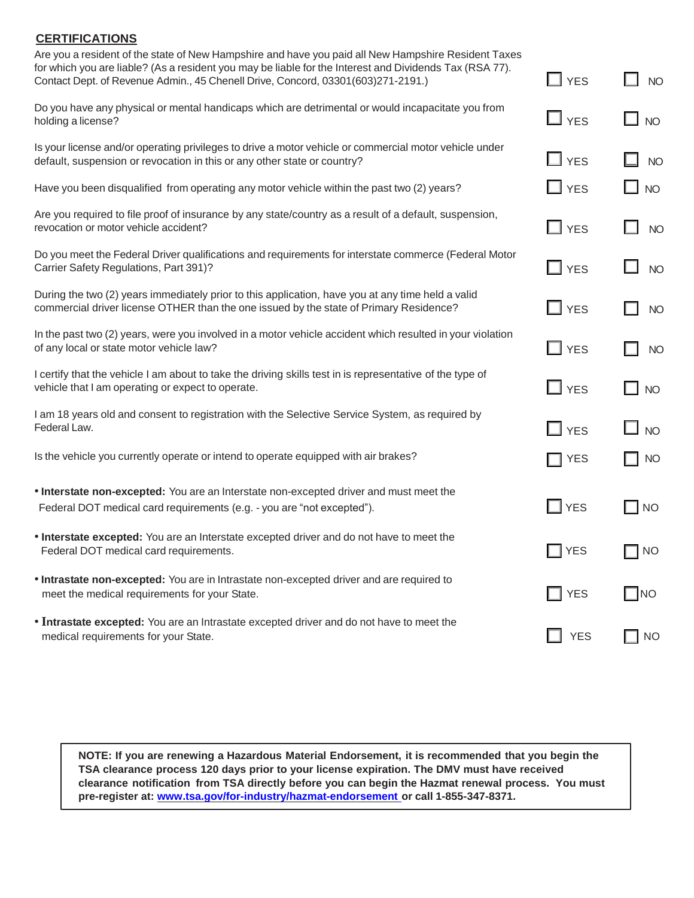## CERTIFICATIONS

| | | |
|---|---|---|
| Are you a resident of the state of New Hampshire and have you paid all New Hampshire Resident Taxes for which you are liable? (As a resident you may be liable for the Interest and Dividends Tax (RSA 77). Contact Dept. of Revenue Admin., 45 Chenell Drive, Concord, 03301(603)271-2191.) | ☐ YES | ☐ NO |
| Do you have any physical or mental handicaps which are detrimental or would incapacitate you from holding a license? | ☐ YES | ☐ NO |
| Is your license and/or operating privileges to drive a motor vehicle or commercial motor vehicle under default, suspension or revocation in this or any other state or country? | ☐ YES | ☐ NO |
| Have you been disqualified from operating any motor vehicle within the past two (2) years? | ☐ YES | ☐ NO |
| Are you required to file proof of insurance by any state/country as a result of a default, suspension, revocation or motor vehicle accident? | ☐ YES | ☐ NO |
| Do you meet the Federal Driver qualifications and requirements for interstate commerce (Federal Motor Carrier Safety Regulations, Part 391)? | ☐ YES | ☐ NO |
| During the two (2) years immediately prior to this application, have you at any time held a valid commercial driver license OTHER than the one issued by the state of Primary Residence? | ☐ YES | ☐ NO |
| In the past two (2) years, were you involved in a motor vehicle accident which resulted in your violation of any local or state motor vehicle law? | ☐ YES | ☐ NO |
| I certify that the vehicle I am about to take the driving skills test in is representative of the type of vehicle that I am operating or expect to operate. | ☐ YES | ☐ NO |
| I am 18 years old and consent to registration with the Selective Service System, as required by Federal Law. | ☐ YES | ☐ NO |
| Is the vehicle you currently operate or intend to operate equipped with air brakes? | ☐ YES | ☐ NO |
| • **Interstate non-excepted:** You are an Interstate non-excepted driver and must meet the Federal DOT medical card requirements (e.g. - you are "not excepted"). | ☐ YES | ☐ NO |
| • **Interstate excepted:** You are an Interstate excepted driver and do not have to meet the Federal DOT medical card requirements. | ☐ YES | ☐ NO |
| • **Intrastate non-excepted:** You are in Intrastate non-excepted driver and are required to meet the medical requirements for your State. | ☐ YES | ☐ NO |
| • **Intrastate excepted:** You are an Intrastate excepted driver and do not have to meet the medical requirements for your State. | ☐ YES | ☐ NO |

**NOTE: If you are renewing a Hazardous Material Endorsement, it is recommended that you begin the TSA clearance process 120 days prior to your license expiration. The DMV must have received clearance notification from TSA directly before you can begin the Hazmat renewal process. You must pre-register at: www.tsa.gov/for-industry/hazmat-endorsement or call 1-855-347-8371.**